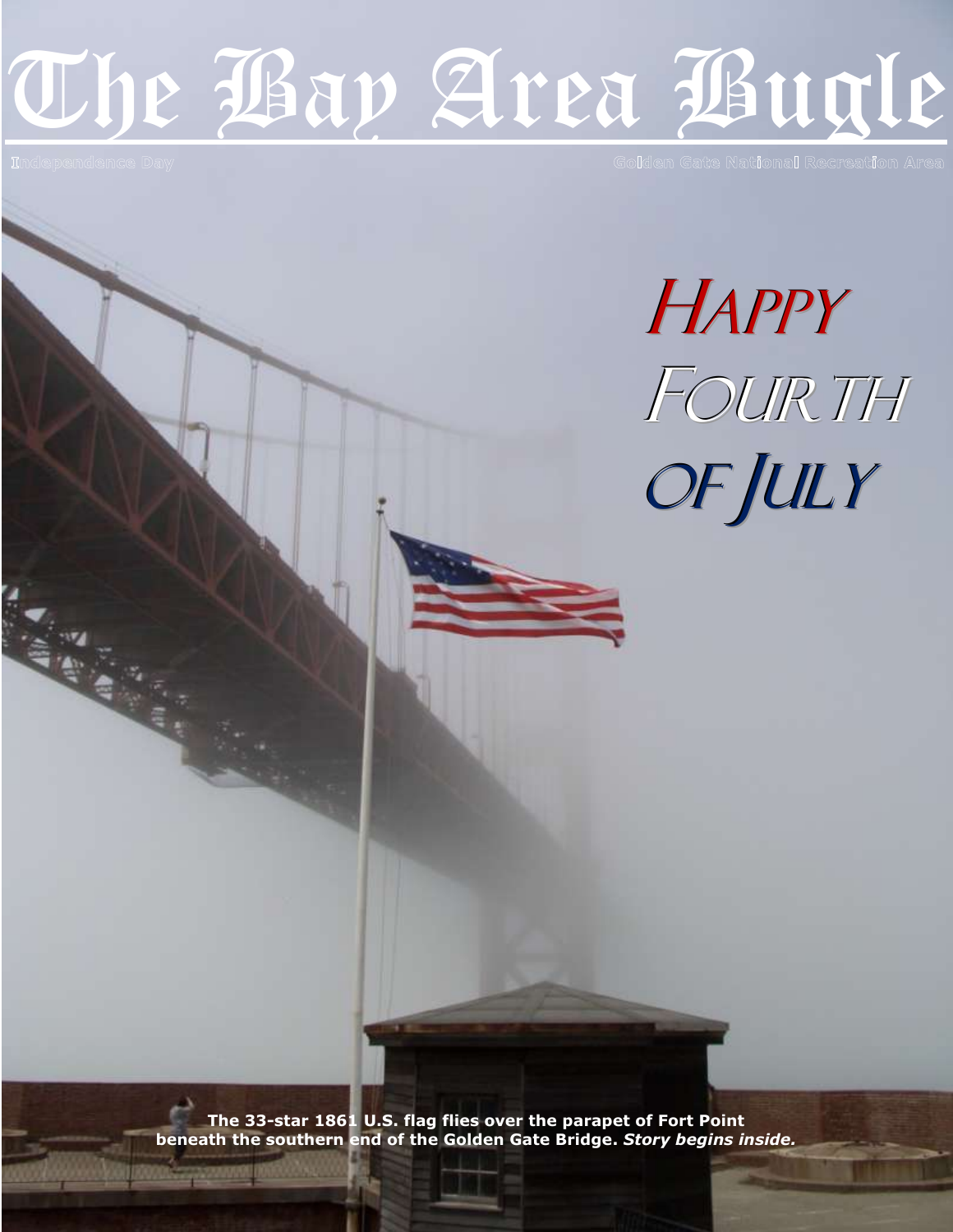# The Bay Area Bugle

Independence Day

Golden Gate National Recreation Area

## Happy Fourth of July

**The 33-star 1861 U.S. flag flies over the parapet of Fort Point beneath the southern end of the Golden Gate Bridge.** ***Story begins inside.***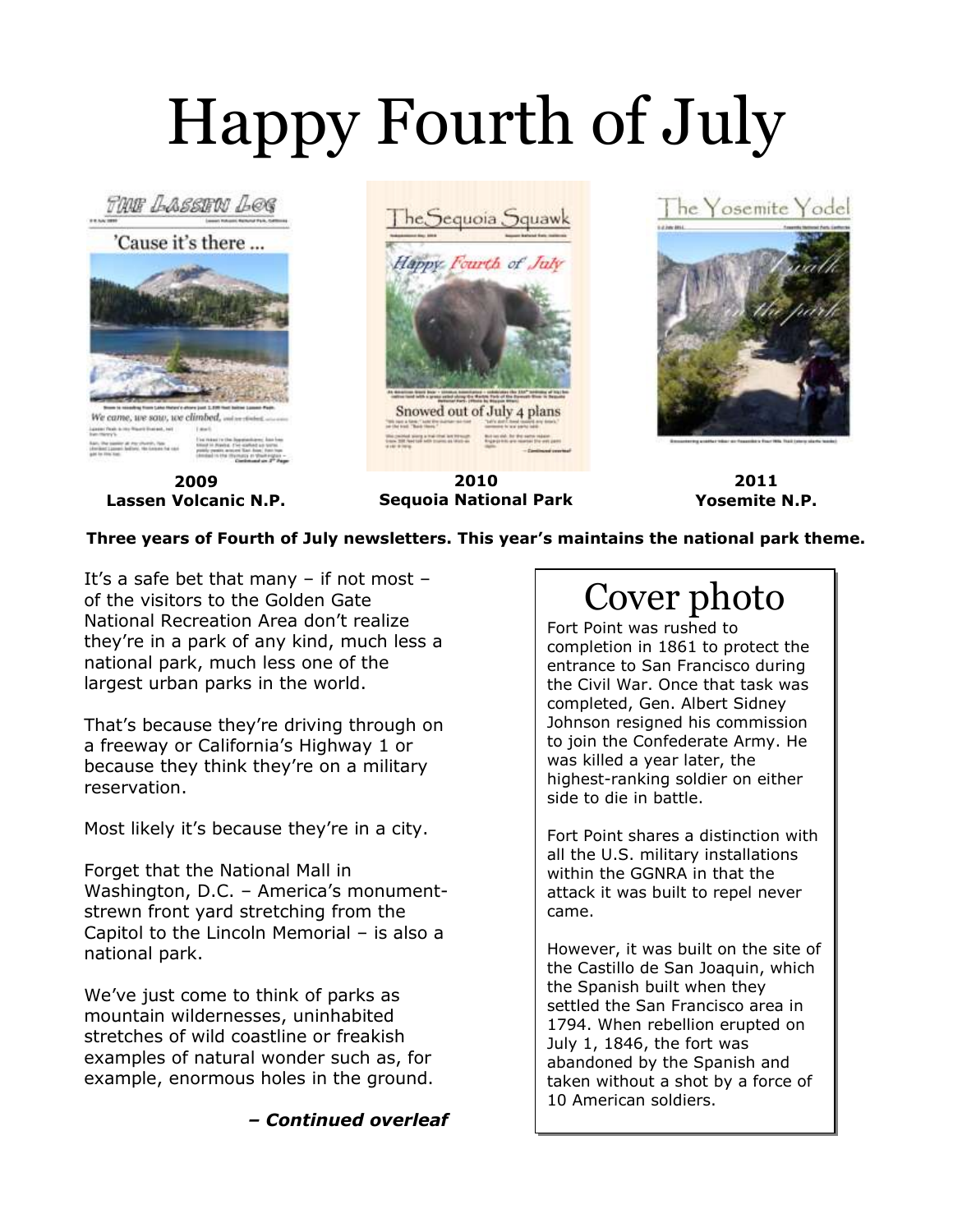# Happy Fourth of July

**2009**
**Lassen Volcanic N.P.**

**2010**
**Sequoia National Park**

**2011**
**Yosemite N.P.**

**Three years of Fourth of July newsletters. This year's maintains the national park theme.**

It's a safe bet that many – if not most – of the visitors to the Golden Gate National Recreation Area don't realize they're in a park of any kind, much less a national park, much less one of the largest urban parks in the world.

That's because they're driving through on a freeway or California's Highway 1 or because they think they're on a military reservation.

Most likely it's because they're in a city.

Forget that the National Mall in Washington, D.C. – America's monument-strewn front yard stretching from the Capitol to the Lincoln Memorial – is also a national park.

We've just come to think of parks as mountain wildernesses, uninhabited stretches of wild coastline or freakish examples of natural wonder such as, for example, enormous holes in the ground.

***– Continued overleaf***

## Cover photo

Fort Point was rushed to completion in 1861 to protect the entrance to San Francisco during the Civil War. Once that task was completed, Gen. Albert Sidney Johnson resigned his commission to join the Confederate Army. He was killed a year later, the highest-ranking soldier on either side to die in battle.

Fort Point shares a distinction with all the U.S. military installations within the GGNRA in that the attack it was built to repel never came.

However, it was built on the site of the Castillo de San Joaquin, which the Spanish built when they settled the San Francisco area in 1794. When rebellion erupted on July 1, 1846, the fort was abandoned by the Spanish and taken without a shot by a force of 10 American soldiers.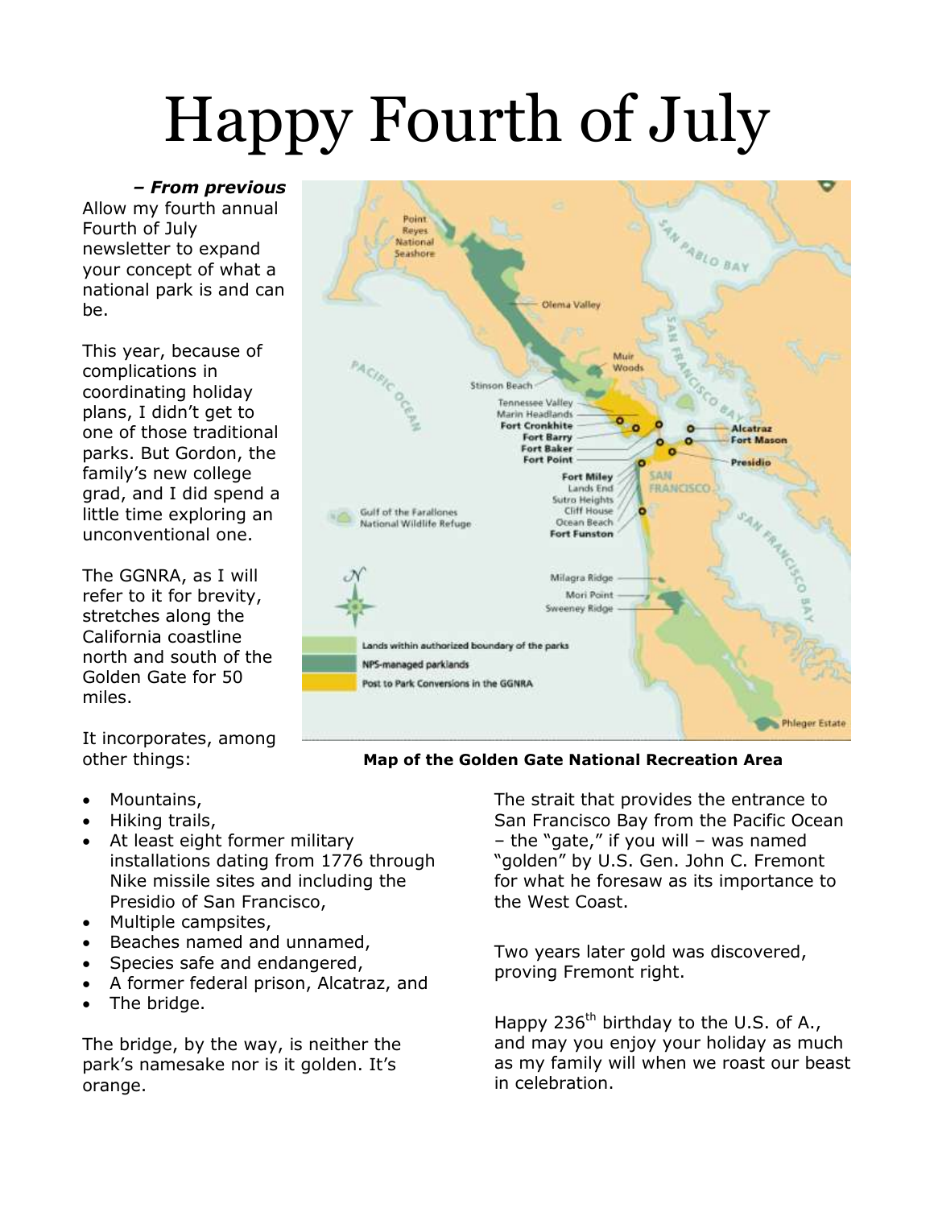# Happy Fourth of July

***– From previous***

Allow my fourth annual Fourth of July newsletter to expand your concept of what a national park is and can be.

This year, because of complications in coordinating holiday plans, I didn't get to one of those traditional parks. But Gordon, the family's new college grad, and I did spend a little time exploring an unconventional one.

The GGNRA, as I will refer to it for brevity, stretches along the California coastline north and south of the Golden Gate for 50 miles.

It incorporates, among other things:

**Map of the Golden Gate National Recreation Area**

- Mountains,
- Hiking trails,
- At least eight former military installations dating from 1776 through Nike missile sites and including the Presidio of San Francisco,
- Multiple campsites,
- Beaches named and unnamed,
- Species safe and endangered,
- A former federal prison, Alcatraz, and
- The bridge.

The bridge, by the way, is neither the park's namesake nor is it golden. It's orange.

The strait that provides the entrance to San Francisco Bay from the Pacific Ocean – the "gate," if you will – was named "golden" by U.S. Gen. John C. Fremont for what he foresaw as its importance to the West Coast.

Two years later gold was discovered, proving Fremont right.

Happy 236th birthday to the U.S. of A., and may you enjoy your holiday as much as my family will when we roast our beast in celebration.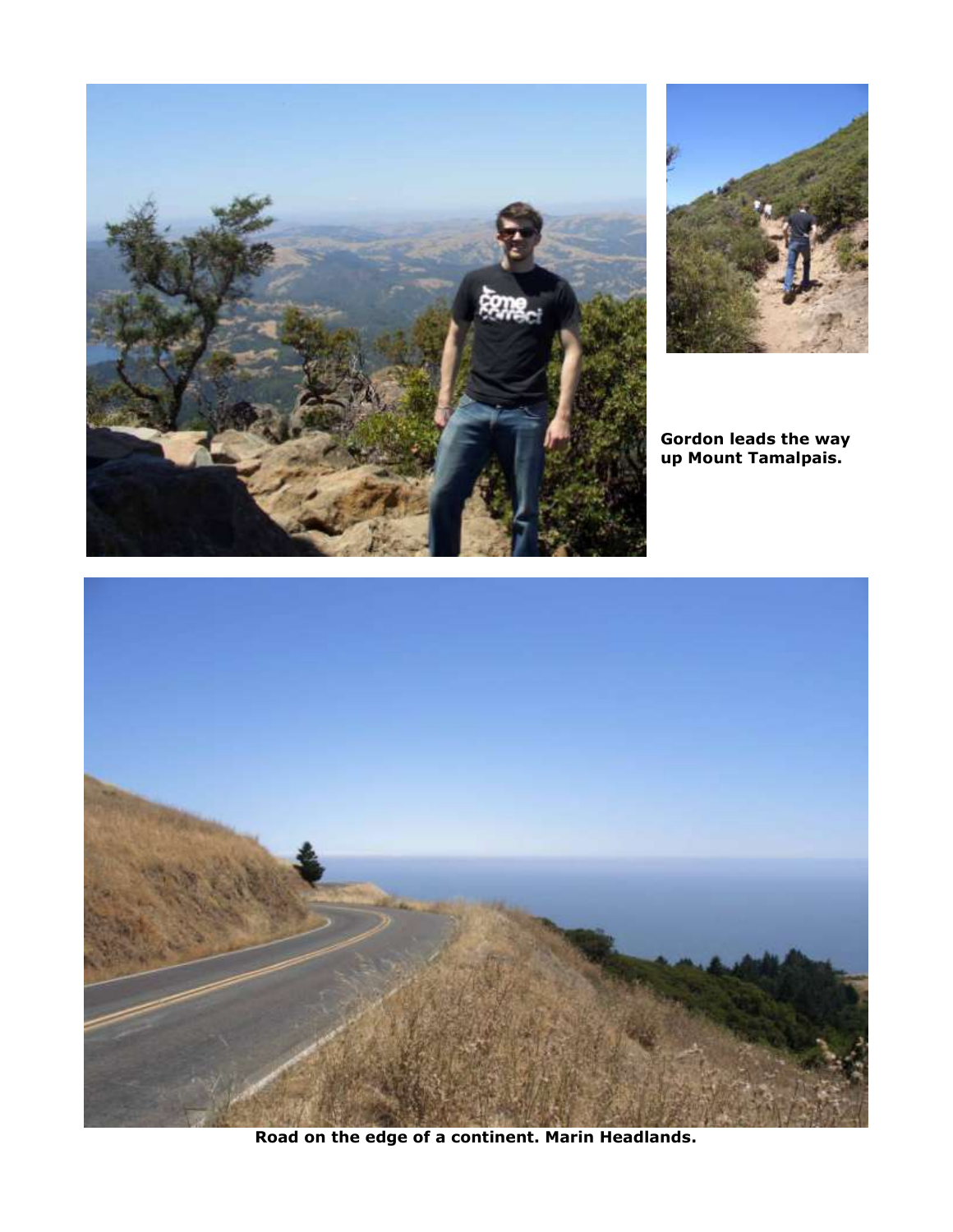**Gordon leads the way up Mount Tamalpais.**

**Road on the edge of a continent. Marin Headlands.**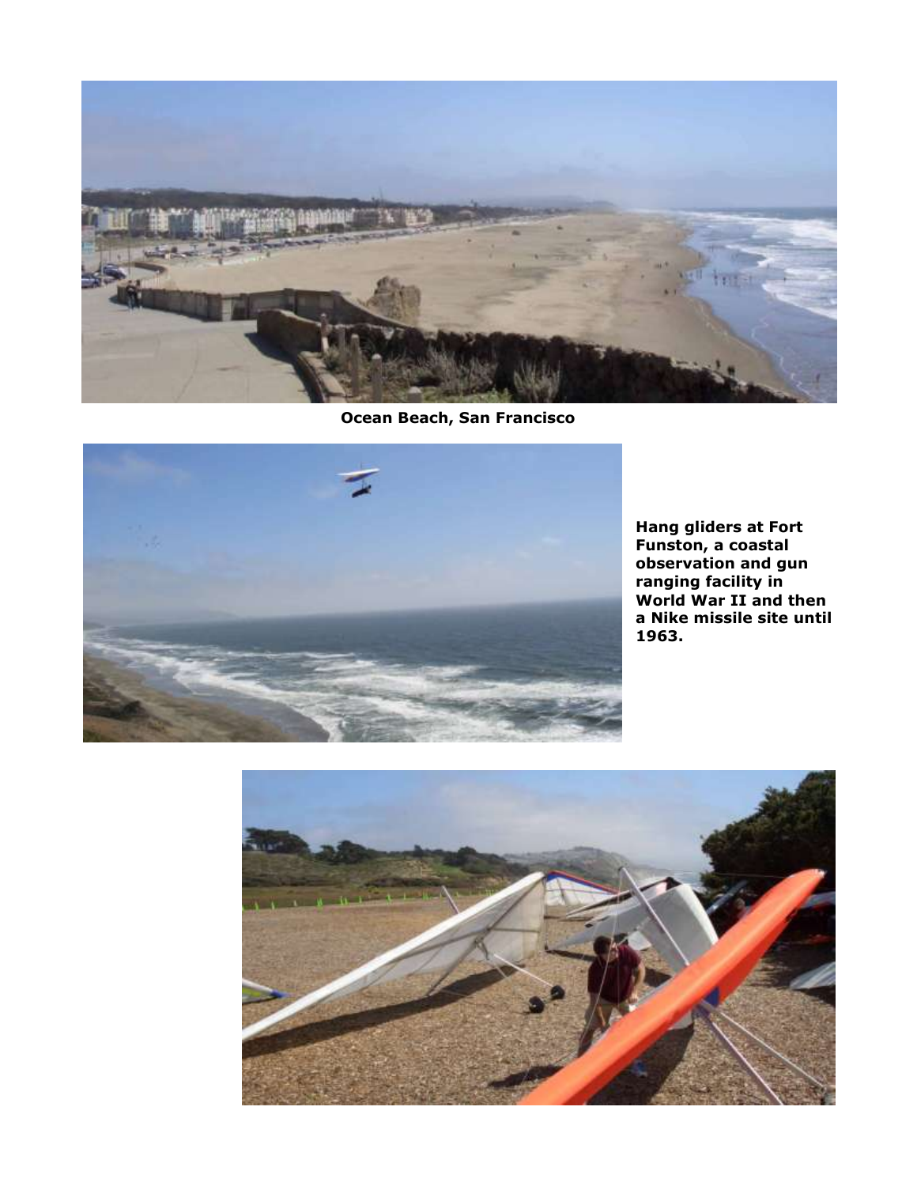**Ocean Beach, San Francisco**

**Hang gliders at Fort Funston, a coastal observation and gun ranging facility in World War II and then a Nike missile site until 1963.**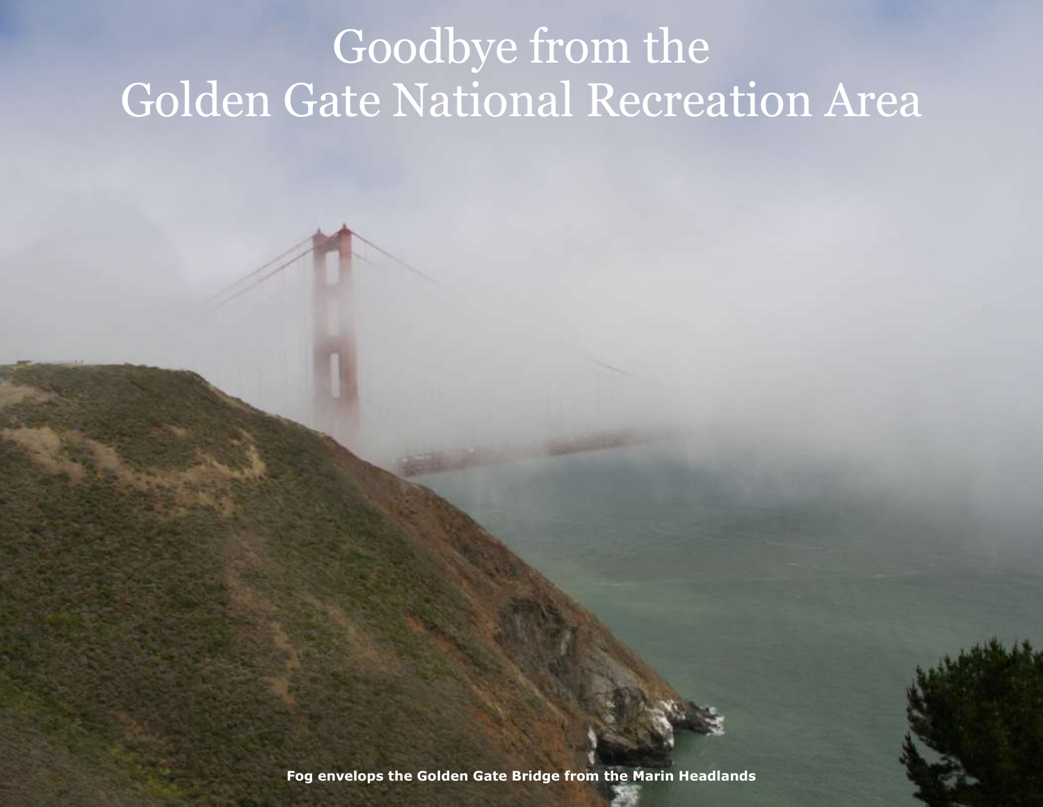# Goodbye from the Golden Gate National Recreation Area

**Fog envelops the Golden Gate Bridge from the Marin Headlands**